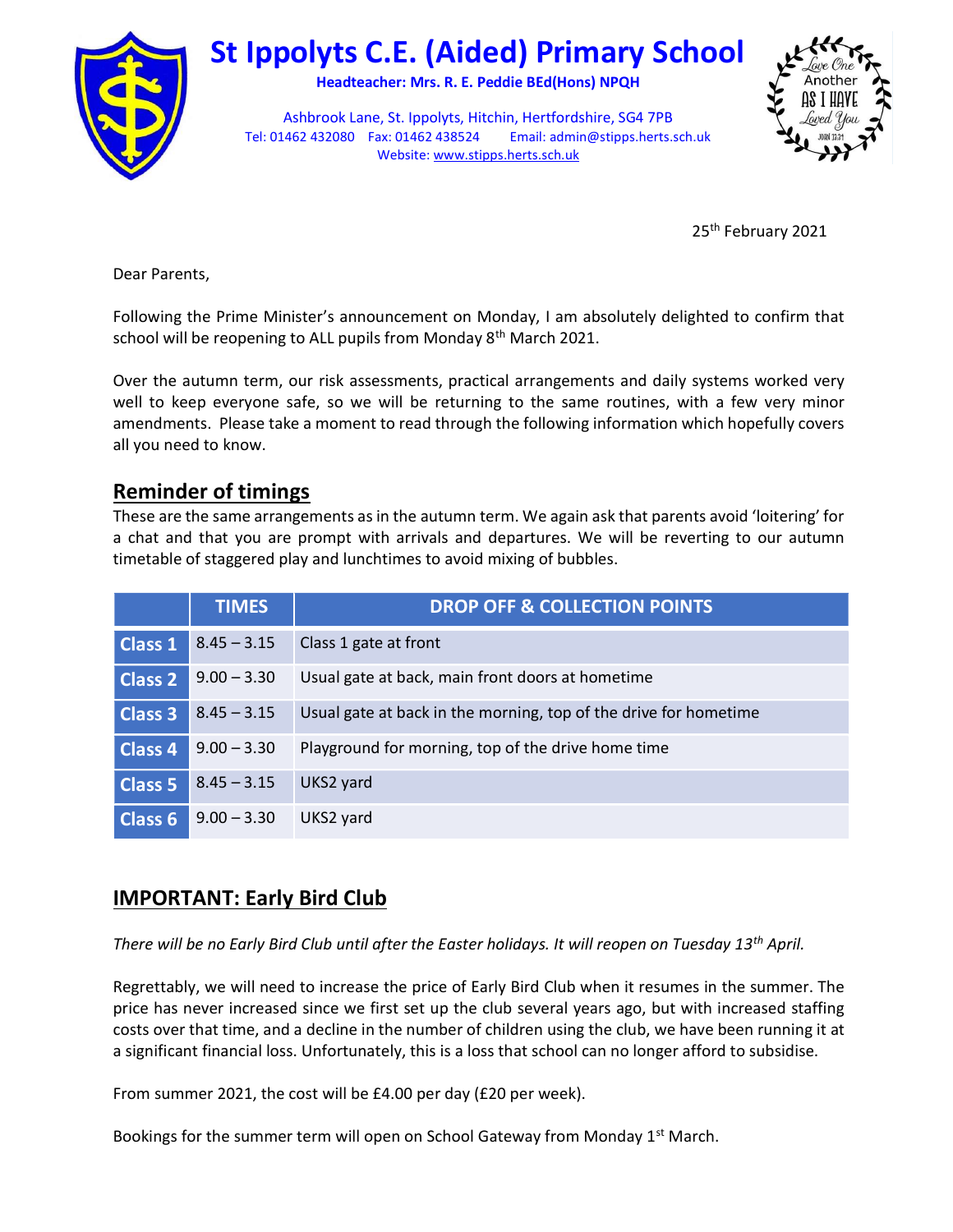# St Ippolyts C.E. (Aided) Primary School

**Headteacher: Mrs. R. E. Peddie BEd(Hons) NPQH**

Ashbrook Lane, St. Ippolyts, Hitchin, Hertfordshire, SG4 7PB
Tel: 01462 432080 Fax: 01462 438524 Email: admin@stipps.herts.sch.uk
Website: www.stipps.herts.sch.uk

Love One Another As I Have Loved You — John 13:34

25th February 2021

Dear Parents,

Following the Prime Minister's announcement on Monday, I am absolutely delighted to confirm that school will be reopening to ALL pupils from Monday 8th March 2021.

Over the autumn term, our risk assessments, practical arrangements and daily systems worked very well to keep everyone safe, so we will be returning to the same routines, with a few very minor amendments. Please take a moment to read through the following information which hopefully covers all you need to know.

## Reminder of timings

These are the same arrangements as in the autumn term. We again ask that parents avoid 'loitering' for a chat and that you are prompt with arrivals and departures. We will be reverting to our autumn timetable of staggered play and lunchtimes to avoid mixing of bubbles.

| | TIMES | DROP OFF & COLLECTION POINTS |
|---|---|---|
| Class 1 | 8.45 – 3.15 | Class 1 gate at front |
| Class 2 | 9.00 – 3.30 | Usual gate at back, main front doors at hometime |
| Class 3 | 8.45 – 3.15 | Usual gate at back in the morning, top of the drive for hometime |
| Class 4 | 9.00 – 3.30 | Playground for morning, top of the drive home time |
| Class 5 | 8.45 – 3.15 | UKS2 yard |
| Class 6 | 9.00 – 3.30 | UKS2 yard |

## IMPORTANT: Early Bird Club

*There will be no Early Bird Club until after the Easter holidays. It will reopen on Tuesday 13th April.*

Regrettably, we will need to increase the price of Early Bird Club when it resumes in the summer. The price has never increased since we first set up the club several years ago, but with increased staffing costs over that time, and a decline in the number of children using the club, we have been running it at a significant financial loss. Unfortunately, this is a loss that school can no longer afford to subsidise.

From summer 2021, the cost will be £4.00 per day (£20 per week).

Bookings for the summer term will open on School Gateway from Monday 1st March.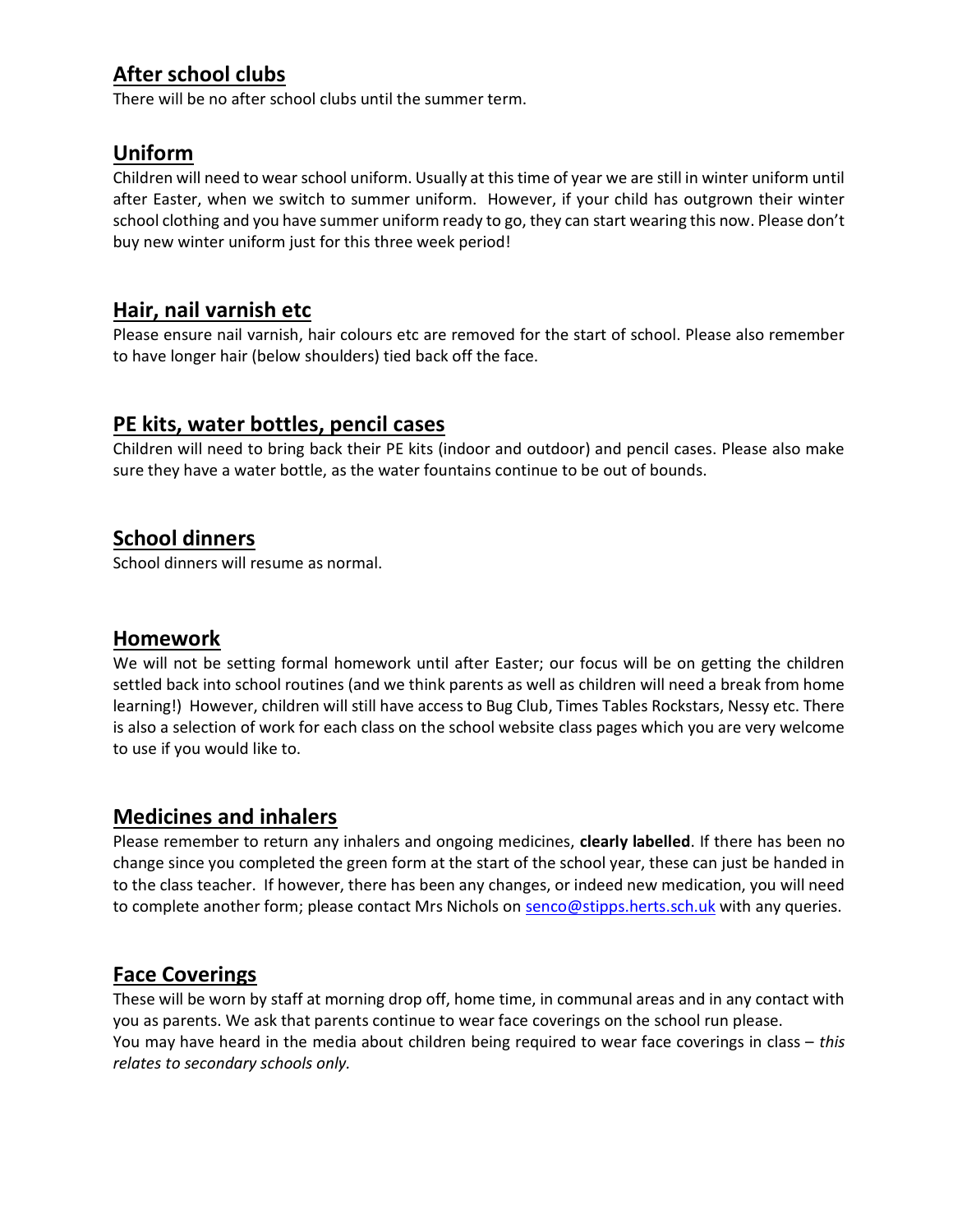## After school clubs

There will be no after school clubs until the summer term.

## Uniform

Children will need to wear school uniform. Usually at this time of year we are still in winter uniform until after Easter, when we switch to summer uniform. However, if your child has outgrown their winter school clothing and you have summer uniform ready to go, they can start wearing this now. Please don't buy new winter uniform just for this three week period!

## Hair, nail varnish etc

Please ensure nail varnish, hair colours etc are removed for the start of school. Please also remember to have longer hair (below shoulders) tied back off the face.

## PE kits, water bottles, pencil cases

Children will need to bring back their PE kits (indoor and outdoor) and pencil cases. Please also make sure they have a water bottle, as the water fountains continue to be out of bounds.

## School dinners

School dinners will resume as normal.

## Homework

We will not be setting formal homework until after Easter; our focus will be on getting the children settled back into school routines (and we think parents as well as children will need a break from home learning!) However, children will still have access to Bug Club, Times Tables Rockstars, Nessy etc. There is also a selection of work for each class on the school website class pages which you are very welcome to use if you would like to.

## Medicines and inhalers

Please remember to return any inhalers and ongoing medicines, **clearly labelled**. If there has been no change since you completed the green form at the start of the school year, these can just be handed in to the class teacher. If however, there has been any changes, or indeed new medication, you will need to complete another form; please contact Mrs Nichols on senco@stipps.herts.sch.uk with any queries.

## Face Coverings

These will be worn by staff at morning drop off, home time, in communal areas and in any contact with you as parents. We ask that parents continue to wear face coverings on the school run please.
You may have heard in the media about children being required to wear face coverings in class – *this relates to secondary schools only.*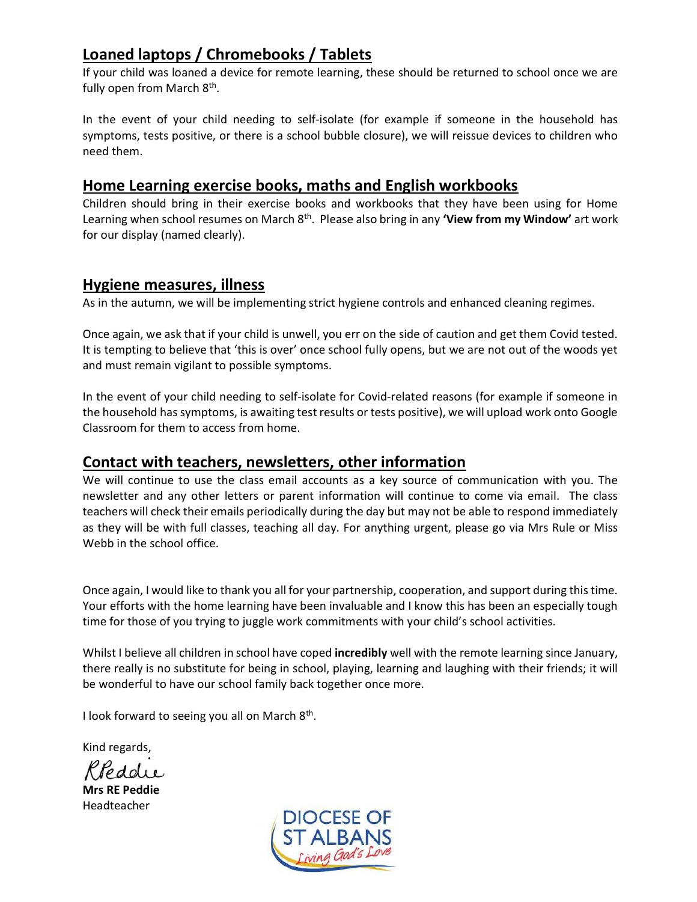## Loaned laptops / Chromebooks / Tablets

If your child was loaned a device for remote learning, these should be returned to school once we are fully open from March 8th.

In the event of your child needing to self-isolate (for example if someone in the household has symptoms, tests positive, or there is a school bubble closure), we will reissue devices to children who need them.

## Home Learning exercise books, maths and English workbooks

Children should bring in their exercise books and workbooks that they have been using for Home Learning when school resumes on March 8th. Please also bring in any **'View from my Window'** art work for our display (named clearly).

## Hygiene measures, illness

As in the autumn, we will be implementing strict hygiene controls and enhanced cleaning regimes.

Once again, we ask that if your child is unwell, you err on the side of caution and get them Covid tested. It is tempting to believe that 'this is over' once school fully opens, but we are not out of the woods yet and must remain vigilant to possible symptoms.

In the event of your child needing to self-isolate for Covid-related reasons (for example if someone in the household has symptoms, is awaiting test results or tests positive), we will upload work onto Google Classroom for them to access from home.

## Contact with teachers, newsletters, other information

We will continue to use the class email accounts as a key source of communication with you. The newsletter and any other letters or parent information will continue to come via email. The class teachers will check their emails periodically during the day but may not be able to respond immediately as they will be with full classes, teaching all day. For anything urgent, please go via Mrs Rule or Miss Webb in the school office.

Once again, I would like to thank you all for your partnership, cooperation, and support during this time. Your efforts with the home learning have been invaluable and I know this has been an especially tough time for those of you trying to juggle work commitments with your child's school activities.

Whilst I believe all children in school have coped **incredibly** well with the remote learning since January, there really is no substitute for being in school, playing, learning and laughing with their friends; it will be wonderful to have our school family back together once more.

I look forward to seeing you all on March 8th.

Kind regards,

RPeddie

**Mrs RE Peddie**
Headteacher

DIOCESE OF ST ALBANS
Living God's Love